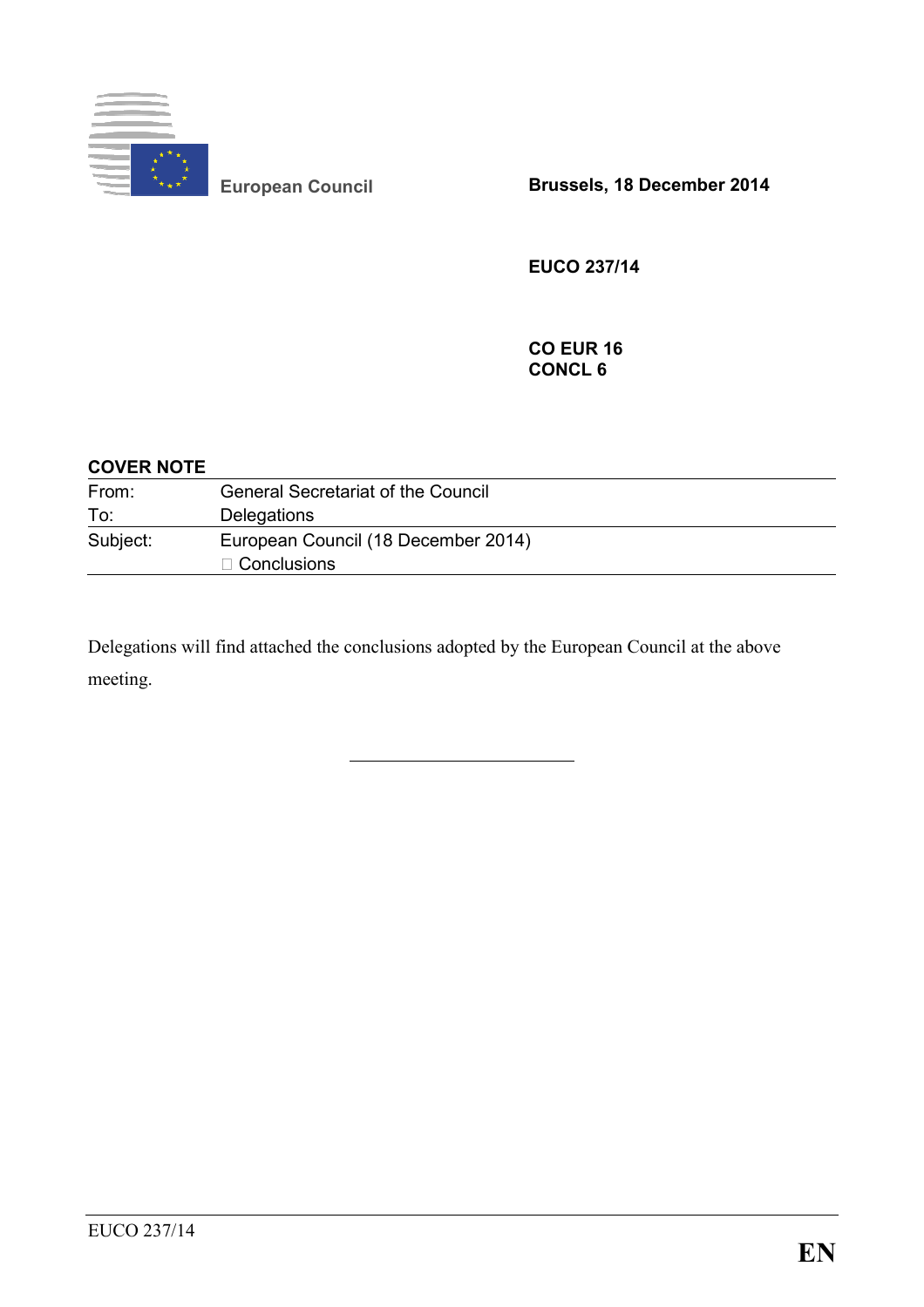European Council

**Brussels, 18 December 2014**

**EUCO 237/14**

**CO EUR 16**
**CONCL 6**

**COVER NOTE**

| | |
|---|---|
| From: | General Secretariat of the Council |
| To: | Delegations |
| Subject: | European Council (18 December 2014) – Conclusions |

Delegations will find attached the conclusions adopted by the European Council at the above meeting.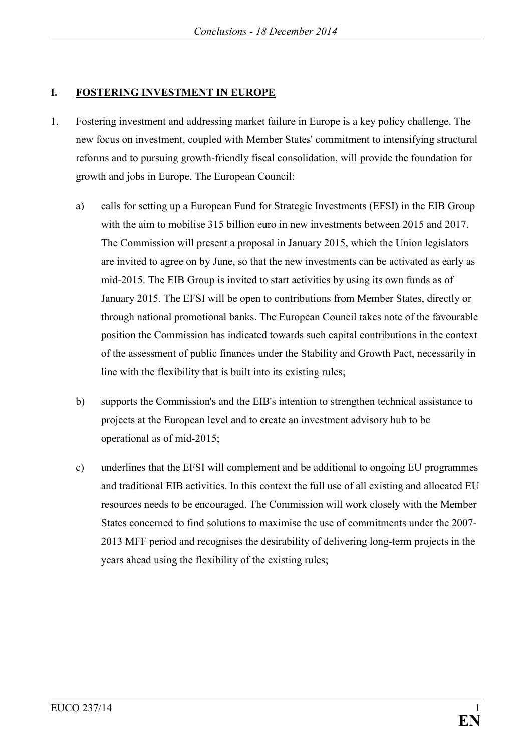## I. FOSTERING INVESTMENT IN EUROPE

1. Fostering investment and addressing market failure in Europe is a key policy challenge. The new focus on investment, coupled with Member States' commitment to intensifying structural reforms and to pursuing growth-friendly fiscal consolidation, will provide the foundation for growth and jobs in Europe. The European Council:

    a) calls for setting up a European Fund for Strategic Investments (EFSI) in the EIB Group with the aim to mobilise 315 billion euro in new investments between 2015 and 2017. The Commission will present a proposal in January 2015, which the Union legislators are invited to agree on by June, so that the new investments can be activated as early as mid-2015. The EIB Group is invited to start activities by using its own funds as of January 2015. The EFSI will be open to contributions from Member States, directly or through national promotional banks. The European Council takes note of the favourable position the Commission has indicated towards such capital contributions in the context of the assessment of public finances under the Stability and Growth Pact, necessarily in line with the flexibility that is built into its existing rules;

    b) supports the Commission's and the EIB's intention to strengthen technical assistance to projects at the European level and to create an investment advisory hub to be operational as of mid-2015;

    c) underlines that the EFSI will complement and be additional to ongoing EU programmes and traditional EIB activities. In this context the full use of all existing and allocated EU resources needs to be encouraged. The Commission will work closely with the Member States concerned to find solutions to maximise the use of commitments under the 2007-2013 MFF period and recognises the desirability of delivering long-term projects in the years ahead using the flexibility of the existing rules;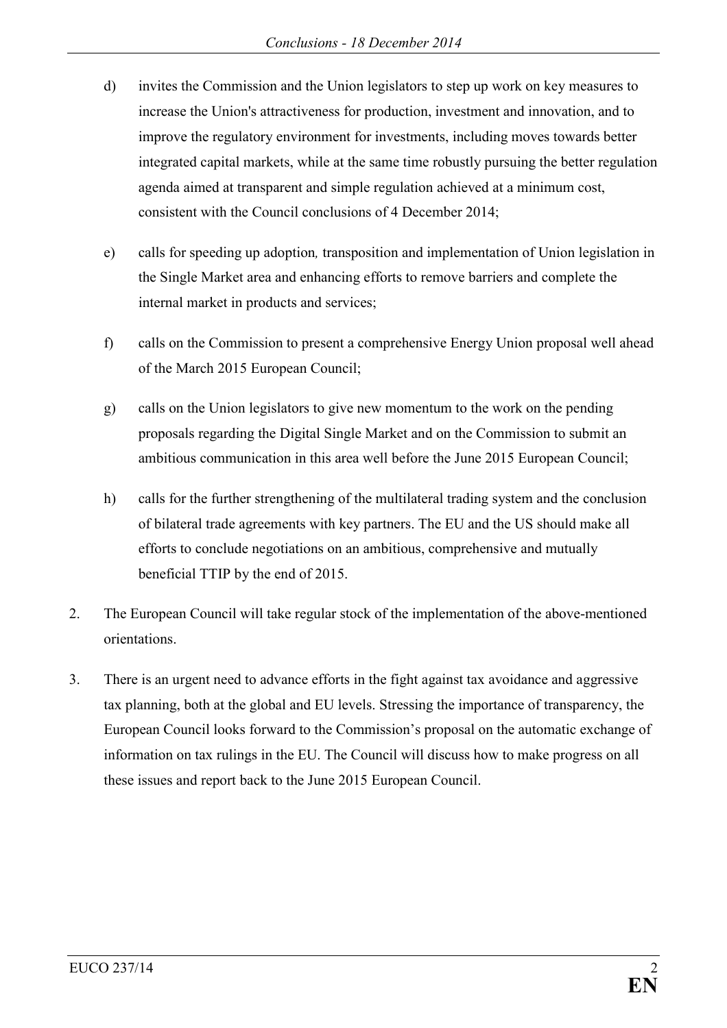d) invites the Commission and the Union legislators to step up work on key measures to increase the Union's attractiveness for production, investment and innovation, and to improve the regulatory environment for investments, including moves towards better integrated capital markets, while at the same time robustly pursuing the better regulation agenda aimed at transparent and simple regulation achieved at a minimum cost, consistent with the Council conclusions of 4 December 2014;

e) calls for speeding up adoption*,* transposition and implementation of Union legislation in the Single Market area and enhancing efforts to remove barriers and complete the internal market in products and services;

f) calls on the Commission to present a comprehensive Energy Union proposal well ahead of the March 2015 European Council;

g) calls on the Union legislators to give new momentum to the work on the pending proposals regarding the Digital Single Market and on the Commission to submit an ambitious communication in this area well before the June 2015 European Council;

h) calls for the further strengthening of the multilateral trading system and the conclusion of bilateral trade agreements with key partners. The EU and the US should make all efforts to conclude negotiations on an ambitious, comprehensive and mutually beneficial TTIP by the end of 2015.

2. The European Council will take regular stock of the implementation of the above-mentioned orientations.

3. There is an urgent need to advance efforts in the fight against tax avoidance and aggressive tax planning, both at the global and EU levels. Stressing the importance of transparency, the European Council looks forward to the Commission's proposal on the automatic exchange of information on tax rulings in the EU. The Council will discuss how to make progress on all these issues and report back to the June 2015 European Council.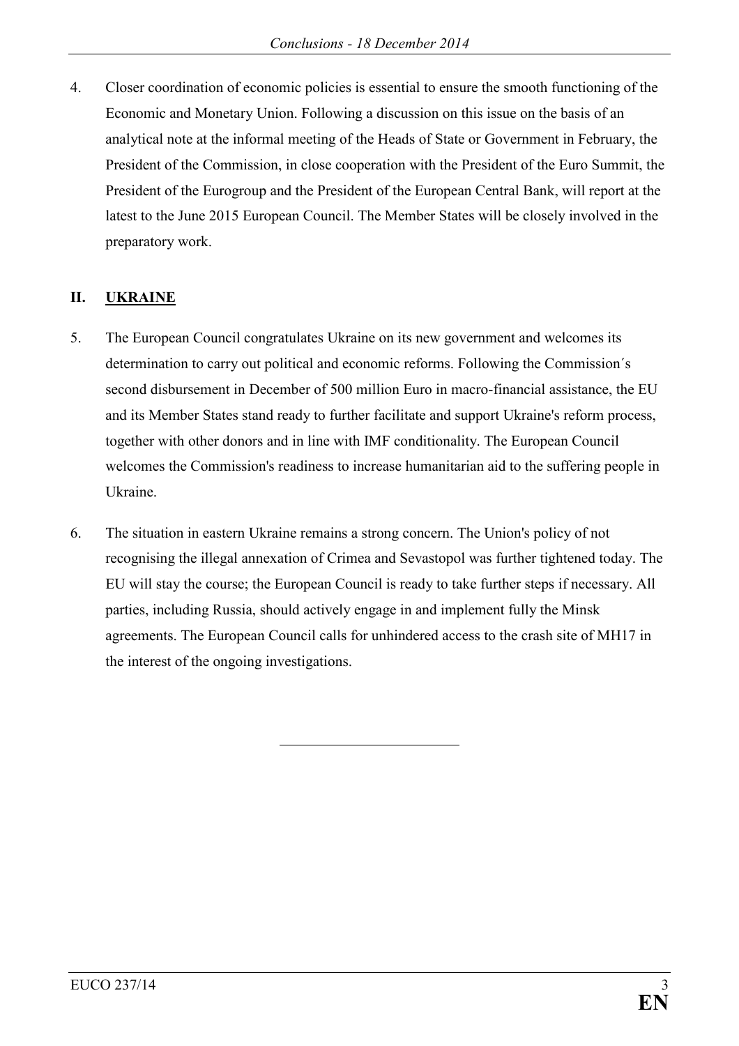4. Closer coordination of economic policies is essential to ensure the smooth functioning of the Economic and Monetary Union. Following a discussion on this issue on the basis of an analytical note at the informal meeting of the Heads of State or Government in February, the President of the Commission, in close cooperation with the President of the Euro Summit, the President of the Eurogroup and the President of the European Central Bank, will report at the latest to the June 2015 European Council. The Member States will be closely involved in the preparatory work.

## II. UKRAINE

5. The European Council congratulates Ukraine on its new government and welcomes its determination to carry out political and economic reforms. Following the Commission´s second disbursement in December of 500 million Euro in macro-financial assistance, the EU and its Member States stand ready to further facilitate and support Ukraine's reform process, together with other donors and in line with IMF conditionality. The European Council welcomes the Commission's readiness to increase humanitarian aid to the suffering people in Ukraine.

6. The situation in eastern Ukraine remains a strong concern. The Union's policy of not recognising the illegal annexation of Crimea and Sevastopol was further tightened today. The EU will stay the course; the European Council is ready to take further steps if necessary. All parties, including Russia, should actively engage in and implement fully the Minsk agreements. The European Council calls for unhindered access to the crash site of MH17 in the interest of the ongoing investigations.